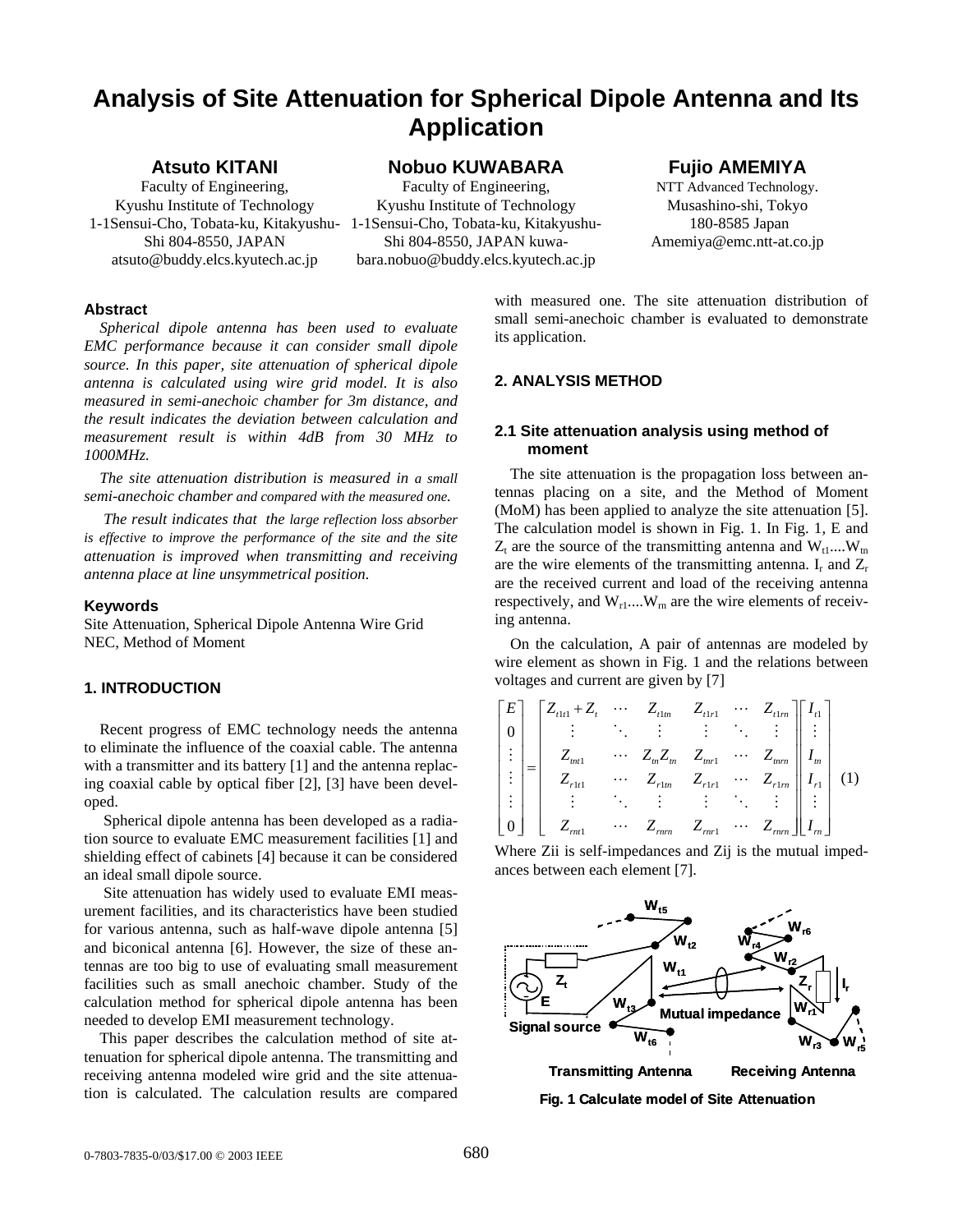# Analysis of Site Attenuation for Spherical Dipole Antenna and Its Application

**Atsuto KITANI**
Faculty of Engineering,
Kyushu Institute of Technology
1-1Sensui-Cho, Tobata-ku, Kitakyushu-Shi 804-8550, JAPAN
atsuto@buddy.elcs.kyutech.ac.jp

**Nobuo KUWABARA**
Faculty of Engineering,
Kyushu Institute of Technology
1-1Sensui-Cho, Tobata-ku, Kitakyushu-Shi 804-8550, JAPAN kuwabara.nobuo@buddy.elcs.kyutech.ac.jp

**Fujio AMEMIYA**
NTT Advanced Technology.
Musashino-shi, Tokyo
180-8585 Japan
Amemiya@emc.ntt-at.co.jp

### Abstract

*Spherical dipole antenna has been used to evaluate EMC performance because it can consider small dipole source. In this paper, site attenuation of spherical dipole antenna is calculated using wire grid model. It is also measured in semi-anechoic chamber for 3m distance, and the result indicates the deviation between calculation and measurement result is within 4dB from 30 MHz to 1000MHz.*

*The site attenuation distribution is measured in a small semi-anechoic chamber and compared with the measured one.*

*The result indicates that the large reflection loss absorber is effective to improve the performance of the site and the site attenuation is improved when transmitting and receiving antenna place at line unsymmetrical position.*

### Keywords

Site Attenuation, Spherical Dipole Antenna Wire Grid NEC, Method of Moment

## 1. INTRODUCTION

Recent progress of EMC technology needs the antenna to eliminate the influence of the coaxial cable. The antenna with a transmitter and its battery [1] and the antenna replacing coaxial cable by optical fiber [2], [3] have been developed.

Spherical dipole antenna has been developed as a radiation source to evaluate EMC measurement facilities [1] and shielding effect of cabinets [4] because it can be considered an ideal small dipole source.

Site attenuation has widely used to evaluate EMI measurement facilities, and its characteristics have been studied for various antenna, such as half-wave dipole antenna [5] and biconical antenna [6]. However, the size of these antennas are too big to use of evaluating small measurement facilities such as small anechoic chamber. Study of the calculation method for spherical dipole antenna has been needed to develop EMI measurement technology.

This paper describes the calculation method of site attenuation for spherical dipole antenna. The transmitting and receiving antenna modeled wire grid and the site attenuation is calculated. The calculation results are compared with measured one. The site attenuation distribution of small semi-anechoic chamber is evaluated to demonstrate its application.

## 2. ANALYSIS METHOD

### 2.1 Site attenuation analysis using method of moment

The site attenuation is the propagation loss between antennas placing on a site, and the Method of Moment (MoM) has been applied to analyze the site attenuation [5]. The calculation model is shown in Fig. 1. In Fig. 1, E and $Z_t$ are the source of the transmitting antenna and $W_{t1}$....$W_{tn}$ are the wire elements of the transmitting antenna. $I_r$ and $Z_r$ are the received current and load of the receiving antenna respectively, and $W_{r1}$....$W_{rn}$ are the wire elements of receiving antenna.

On the calculation, A pair of antennas are modeled by wire element as shown in Fig. 1 and the relations between voltages and current are given by [7]

$$\begin{bmatrix} E \\ 0 \\ \vdots \\ \vdots \\ \vdots \\ 0 \end{bmatrix} = \begin{bmatrix} Z_{t1t1}+Z_t & \cdots & Z_{t1tn} & Z_{t1r1} & \cdots & Z_{t1rn} \\ \vdots & \ddots & \vdots & \vdots & \ddots & \vdots \\ Z_{tnt1} & \cdots & Z_{tn}Z_{tn} & Z_{tnr1} & \cdots & Z_{tnrn} \\ Z_{r1t1} & \cdots & Z_{r1tn} & Z_{r1r1} & \cdots & Z_{r1rn} \\ \vdots & \ddots & \vdots & \vdots & \ddots & \vdots \\ Z_{rnt1} & \cdots & Z_{rnrn} & Z_{rnr1} & \cdots & Z_{rnrn} \end{bmatrix} \begin{bmatrix} I_{t1} \\ \vdots \\ I_{tn} \\ I_{r1} \\ \vdots \\ I_{rn} \end{bmatrix} \quad (1)$$

Where Zii is self-impedances and Zij is the mutual impedances between each element [7].

Fig. 1 Calculate model of Site Attenuation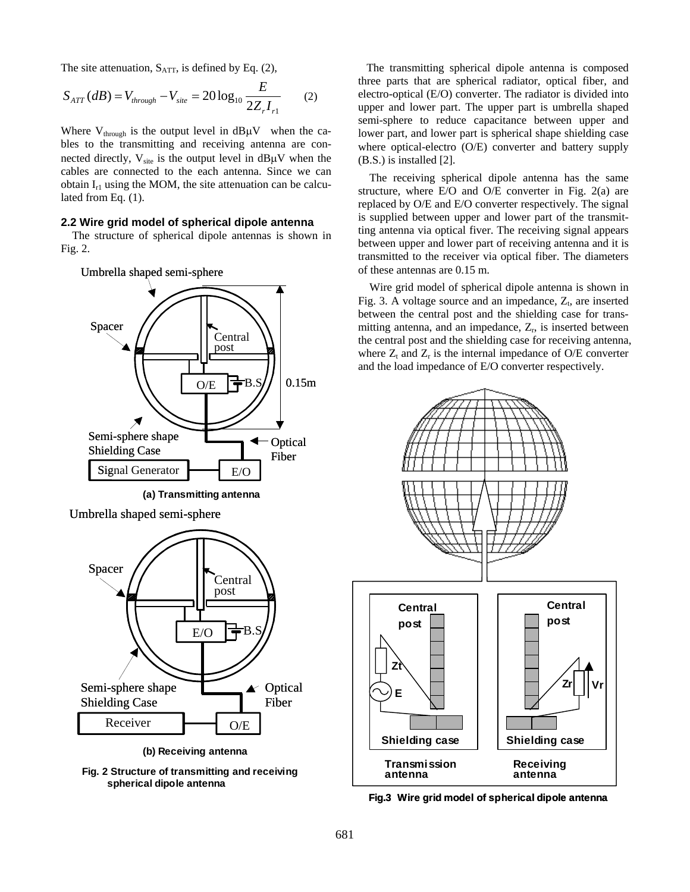The site attenuation, $S_{ATT}$, is defined by Eq. (2),

$$S_{ATT}(dB) = V_{through} - V_{site} = 20\log_{10}\frac{E}{2Z_r I_{r1}} \qquad (2)$$

Where $V_{through}$ is the output level in dBμV when the cables to the transmitting and receiving antenna are connected directly, $V_{site}$ is the output level in dBμV when the cables are connected to the each antenna. Since we can obtain $I_{r1}$ using the MOM, the site attenuation can be calculated from Eq. (1).

### 2.2 Wire grid model of spherical dipole antenna

The structure of spherical dipole antennas is shown in Fig. 2.

Fig. 2 Structure of transmitting and receiving spherical dipole antenna

The transmitting spherical dipole antenna is composed three parts that are spherical radiator, optical fiber, and electro-optical (E/O) converter. The radiator is divided into upper and lower part. The upper part is umbrella shaped semi-sphere to reduce capacitance between upper and lower part, and lower part is spherical shape shielding case where optical-electro (O/E) converter and battery supply (B.S.) is installed [2].

The receiving spherical dipole antenna has the same structure, where E/O and O/E converter in Fig. 2(a) are replaced by O/E and E/O converter respectively. The signal is supplied between upper and lower part of the transmitting antenna via optical fiver. The receiving signal appears between upper and lower part of receiving antenna and it is transmitted to the receiver via optical fiber. The diameters of these antennas are 0.15 m.

Wire grid model of spherical dipole antenna is shown in Fig. 3. A voltage source and an impedance, $Z_t$, are inserted between the central post and the shielding case for transmitting antenna, and an impedance, $Z_r$, is inserted between the central post and the shielding case for receiving antenna, where $Z_t$ and $Z_r$ is the internal impedance of O/E converter and the load impedance of E/O converter respectively.

Fig.3 Wire grid model of spherical dipole antenna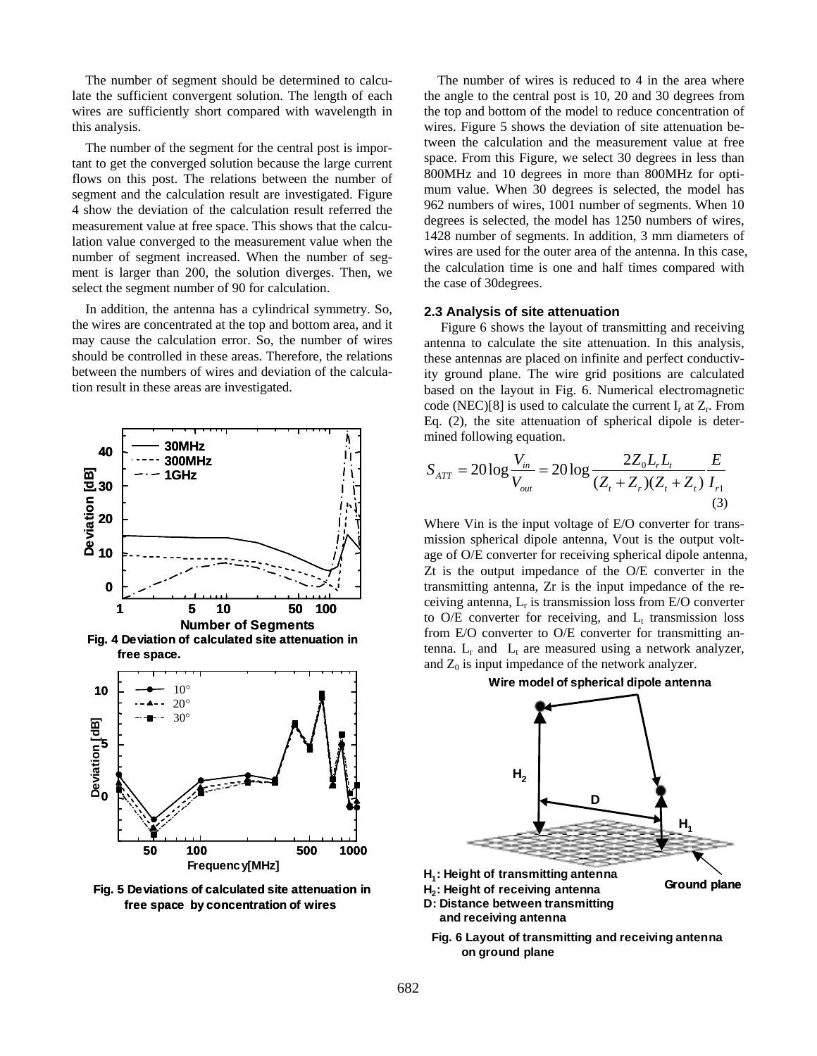The number of segment should be determined to calculate the sufficient convergent solution. The length of each wires are sufficiently short compared with wavelength in this analysis.

The number of the segment for the central post is important to get the converged solution because the large current flows on this post. The relations between the number of segment and the calculation result are investigated. Figure 4 show the deviation of the calculation result referred the measurement value at free space. This shows that the calculation value converged to the measurement value when the number of segment increased. When the number of segment is larger than 200, the solution diverges. Then, we select the segment number of 90 for calculation.

In addition, the antenna has a cylindrical symmetry. So, the wires are concentrated at the top and bottom area, and it may cause the calculation error. So, the number of wires should be controlled in these areas. Therefore, the relations between the numbers of wires and deviation of the calculation result in these areas are investigated.

**Fig. 4 Deviation of calculated site attenuation in free space.**

**Fig. 5 Deviations of calculated site attenuation in free space by concentration of wires**

The number of wires is reduced to 4 in the area where the angle to the central post is 10, 20 and 30 degrees from the top and bottom of the model to reduce concentration of wires. Figure 5 shows the deviation of site attenuation between the calculation and the measurement value at free space. From this Figure, we select 30 degrees in less than 800MHz and 10 degrees in more than 800MHz for optimum value. When 30 degrees is selected, the model has 962 numbers of wires, 1001 number of segments. When 10 degrees is selected, the model has 1250 numbers of wires, 1428 number of segments. In addition, 3 mm diameters of wires are used for the outer area of the antenna. In this case, the calculation time is one and half times compared with the case of 30degrees.

### 2.3 Analysis of site attenuation

Figure 6 shows the layout of transmitting and receiving antenna to calculate the site attenuation. In this analysis, these antennas are placed on infinite and perfect conductivity ground plane. The wire grid positions are calculated based on the layout in Fig. 6. Numerical electromagnetic code (NEC)[8] is used to calculate the current $I_r$ at $Z_r$. From Eq. (2), the site attenuation of spherical dipole is determined following equation.

$$S_{ATT} = 20\log\frac{V_{in}}{V_{out}} = 20\log\frac{2Z_0 L_r L_t}{(Z_t + Z_r)(Z_t + Z_t)}\frac{E}{I_{r1}} \tag{3}$$

Where Vin is the input voltage of E/O converter for transmission spherical dipole antenna, Vout is the output voltage of O/E converter for receiving spherical dipole antenna, Zt is the output impedance of the O/E converter in the transmitting antenna, Zr is the input impedance of the receiving antenna, $L_r$ is transmission loss from E/O converter to O/E converter for receiving, and $L_t$ transmission loss from E/O converter to O/E converter for transmitting antenna. $L_r$ and $L_t$ are measured using a network analyzer, and $Z_0$ is input impedance of the network analyzer.

$H_1$: Height of transmitting antenna
$H_2$: Height of receiving antenna
D: Distance between transmitting and receiving antenna

**Fig. 6 Layout of transmitting and receiving antenna on ground plane**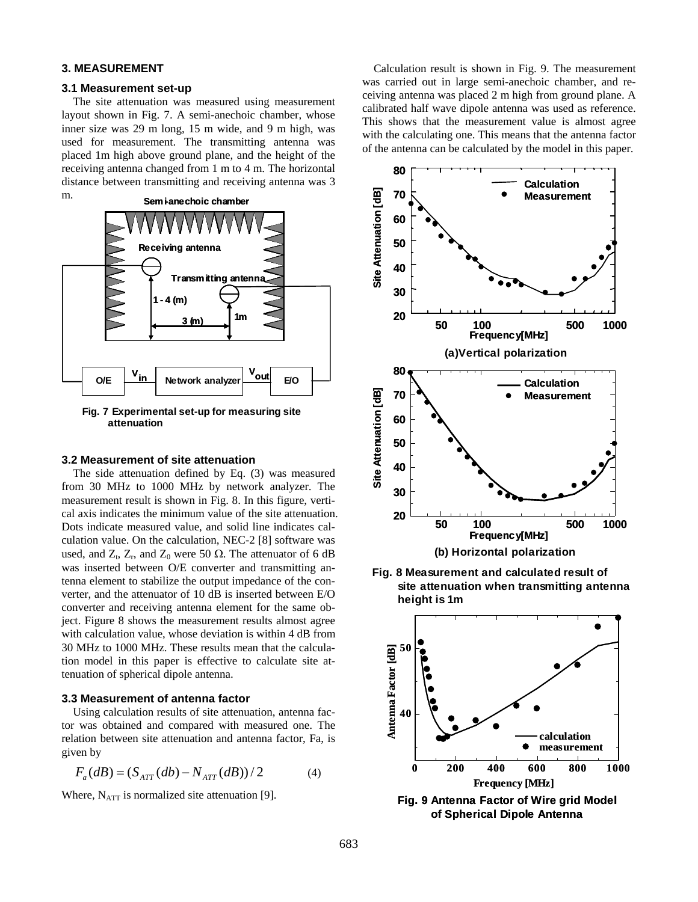## 3. MEASUREMENT

### 3.1 Measurement set-up

The site attenuation was measured using measurement layout shown in Fig. 7. A semi-anechoic chamber, whose inner size was 29 m long, 15 m wide, and 9 m high, was used for measurement. The transmitting antenna was placed 1m high above ground plane, and the height of the receiving antenna changed from 1 m to 4 m. The horizontal distance between transmitting and receiving antenna was 3 m.

Fig. 7 Experimental set-up for measuring site attenuation

### 3.2 Measurement of site attenuation

The side attenuation defined by Eq. (3) was measured from 30 MHz to 1000 MHz by network analyzer. The measurement result is shown in Fig. 8. In this figure, vertical axis indicates the minimum value of the site attenuation. Dots indicate measured value, and solid line indicates calculation value. On the calculation, NEC-2 [8] software was used, and $Z_t$, $Z_r$, and $Z_0$ were 50 Ω. The attenuator of 6 dB was inserted between O/E converter and transmitting antenna element to stabilize the output impedance of the converter, and the attenuator of 10 dB is inserted between E/O converter and receiving antenna element for the same object. Figure 8 shows the measurement results almost agree with calculation value, whose deviation is within 4 dB from 30 MHz to 1000 MHz. These results mean that the calculation model in this paper is effective to calculate site attenuation of spherical dipole antenna.

### 3.3 Measurement of antenna factor

Using calculation results of site attenuation, antenna factor was obtained and compared with measured one. The relation between site attenuation and antenna factor, Fa, is given by

$$F_a(dB) = (S_{ATT}(db) - N_{ATT}(dB))/2 \qquad (4)$$

Where, $N_{ATT}$ is normalized site attenuation [9].

Calculation result is shown in Fig. 9. The measurement was carried out in large semi-anechoic chamber, and receiving antenna was placed 2 m high from ground plane. A calibrated half wave dipole antenna was used as reference. This shows that the measurement value is almost agree with the calculating one. This means that the antenna factor of the antenna can be calculated by the model in this paper.

(a) Vertical polarization

(b) Horizontal polarization

Fig. 8 Measurement and calculated result of site attenuation when transmitting antenna height is 1m

Fig. 9 Antenna Factor of Wire grid Model of Spherical Dipole Antenna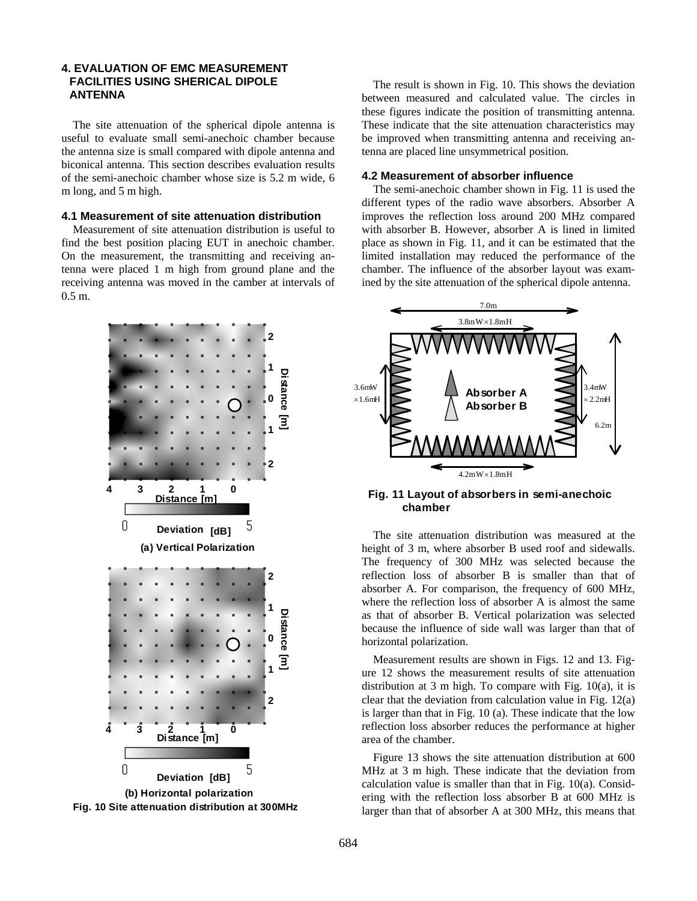## 4. EVALUATION OF EMC MEASUREMENT FACILITIES USING SHERICAL DIPOLE ANTENNA

The site attenuation of the spherical dipole antenna is useful to evaluate small semi-anechoic chamber because the antenna size is small compared with dipole antenna and biconical antenna. This section describes evaluation results of the semi-anechoic chamber whose size is 5.2 m wide, 6 m long, and 5 m high.

### 4.1 Measurement of site attenuation distribution

Measurement of site attenuation distribution is useful to find the best position placing EUT in anechoic chamber. On the measurement, the transmitting and receiving antenna were placed 1 m high from ground plane and the receiving antenna was moved in the camber at intervals of 0.5 m.

(a) Vertical Polarization

(b) Horizontal polarization

Fig. 10 Site attenuation distribution at 300MHz

The result is shown in Fig. 10. This shows the deviation between measured and calculated value. The circles in these figures indicate the position of transmitting antenna. These indicate that the site attenuation characteristics may be improved when transmitting antenna and receiving antenna are placed line unsymmetrical position.

### 4.2 Measurement of absorber influence

The semi-anechoic chamber shown in Fig. 11 is used the different types of the radio wave absorbers. Absorber A improves the reflection loss around 200 MHz compared with absorber B. However, absorber A is lined in limited place as shown in Fig. 11, and it can be estimated that the limited installation may reduced the performance of the chamber. The influence of the absorber layout was examined by the site attenuation of the spherical dipole antenna.

Fig. 11 Layout of absorbers in semi-anechoic chamber

The site attenuation distribution was measured at the height of 3 m, where absorber B used roof and sidewalls. The frequency of 300 MHz was selected because the reflection loss of absorber B is smaller than that of absorber A. For comparison, the frequency of 600 MHz, where the reflection loss of absorber A is almost the same as that of absorber B. Vertical polarization was selected because the influence of side wall was larger than that of horizontal polarization.

Measurement results are shown in Figs. 12 and 13. Figure 12 shows the measurement results of site attenuation distribution at 3 m high. To compare with Fig. 10(a), it is clear that the deviation from calculation value in Fig. 12(a) is larger than that in Fig. 10 (a). These indicate that the low reflection loss absorber reduces the performance at higher area of the chamber.

Figure 13 shows the site attenuation distribution at 600 MHz at 3 m high. These indicate that the deviation from calculation value is smaller than that in Fig. 10(a). Considering with the reflection loss absorber B at 600 MHz is larger than that of absorber A at 300 MHz, this means that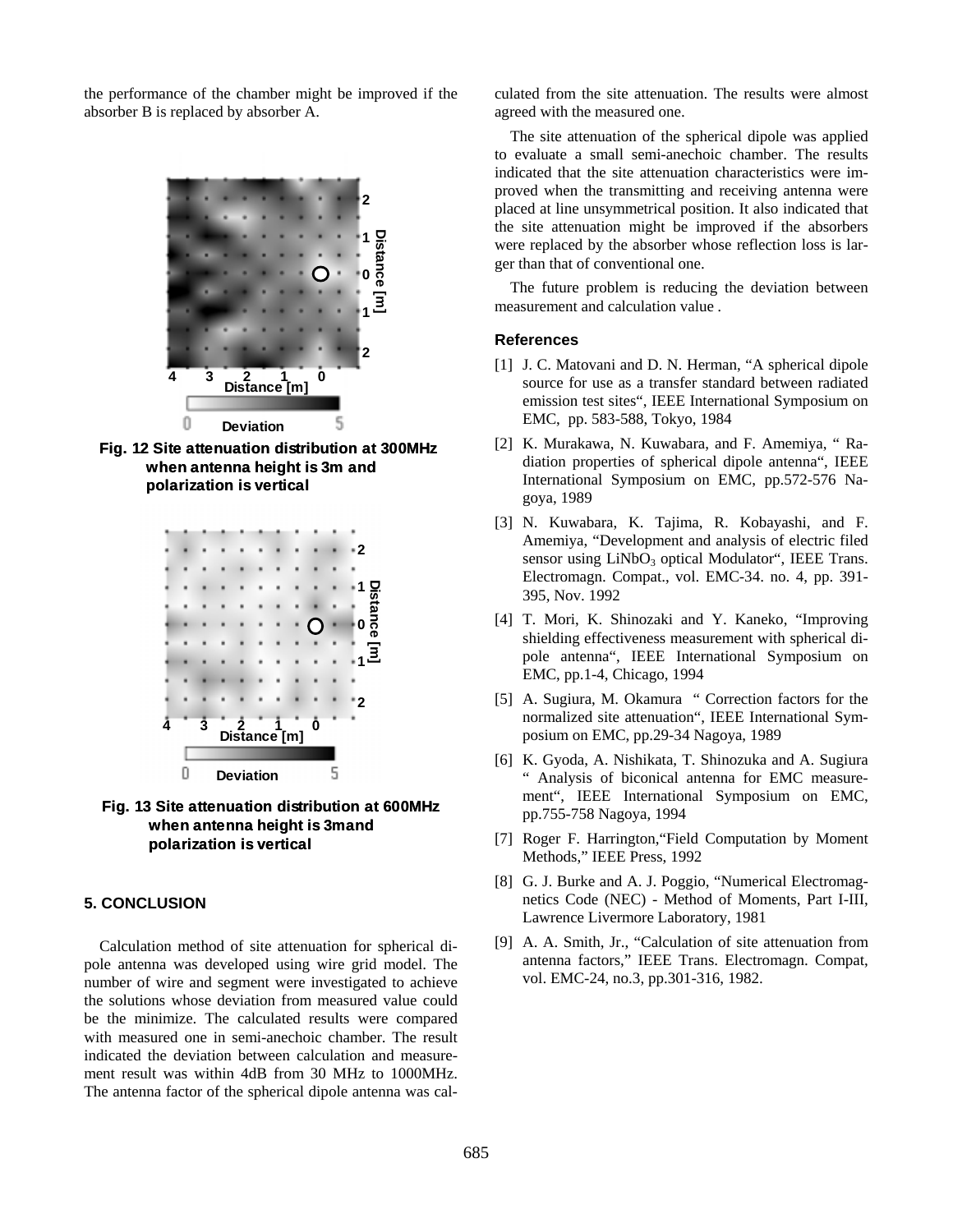the performance of the chamber might be improved if the absorber B is replaced by absorber A.

2
1
0
1
2
Distance [m]
4 3 2 1 0
Distance [m]
0 Deviation 5

**Fig. 12 Site attenuation distribution at 300MHz when antenna height is 3m and polarization is vertical**

2
1
0
1
2
Distance [m]
4 3 2 1 0
Distance [m]
0 Deviation 5

**Fig. 13 Site attenuation distribution at 600MHz when antenna height is 3mand polarization is vertical**

## 5. CONCLUSION

Calculation method of site attenuation for spherical dipole antenna was developed using wire grid model. The number of wire and segment were investigated to achieve the solutions whose deviation from measured value could be the minimize. The calculated results were compared with measured one in semi-anechoic chamber. The result indicated the deviation between calculation and measurement result was within 4dB from 30 MHz to 1000MHz. The antenna factor of the spherical dipole antenna was calculated from the site attenuation. The results were almost agreed with the measured one.

The site attenuation of the spherical dipole was applied to evaluate a small semi-anechoic chamber. The results indicated that the site attenuation characteristics were improved when the transmitting and receiving antenna were placed at line unsymmetrical position. It also indicated that the site attenuation might be improved if the absorbers were replaced by the absorber whose reflection loss is larger than that of conventional one.

The future problem is reducing the deviation between measurement and calculation value .

## References

[1] J. C. Matovani and D. N. Herman, "A spherical dipole source for use as a transfer standard between radiated emission test sites", IEEE International Symposium on EMC, pp. 583-588, Tokyo, 1984

[2] K. Murakawa, N. Kuwabara, and F. Amemiya, " Radiation properties of spherical dipole antenna", IEEE International Symposium on EMC, pp.572-576 Nagoya, 1989

[3] N. Kuwabara, K. Tajima, R. Kobayashi, and F. Amemiya, "Development and analysis of electric filed sensor using $LiNbO_3$ optical Modulator", IEEE Trans. Electromagn. Compat., vol. EMC-34. no. 4, pp. 391-395, Nov. 1992

[4] T. Mori, K. Shinozaki and Y. Kaneko, "Improving shielding effectiveness measurement with spherical dipole antenna", IEEE International Symposium on EMC, pp.1-4, Chicago, 1994

[5] A. Sugiura, M. Okamura " Correction factors for the normalized site attenuation", IEEE International Symposium on EMC, pp.29-34 Nagoya, 1989

[6] K. Gyoda, A. Nishikata, T. Shinozuka and A. Sugiura " Analysis of biconical antenna for EMC measurement", IEEE International Symposium on EMC, pp.755-758 Nagoya, 1994

[7] Roger F. Harrington,"Field Computation by Moment Methods," IEEE Press, 1992

[8] G. J. Burke and A. J. Poggio, "Numerical Electromagnetics Code (NEC) - Method of Moments, Part I-III, Lawrence Livermore Laboratory, 1981

[9] A. A. Smith, Jr., "Calculation of site attenuation from antenna factors," IEEE Trans. Electromagn. Compat, vol. EMC-24, no.3, pp.301-316, 1982.